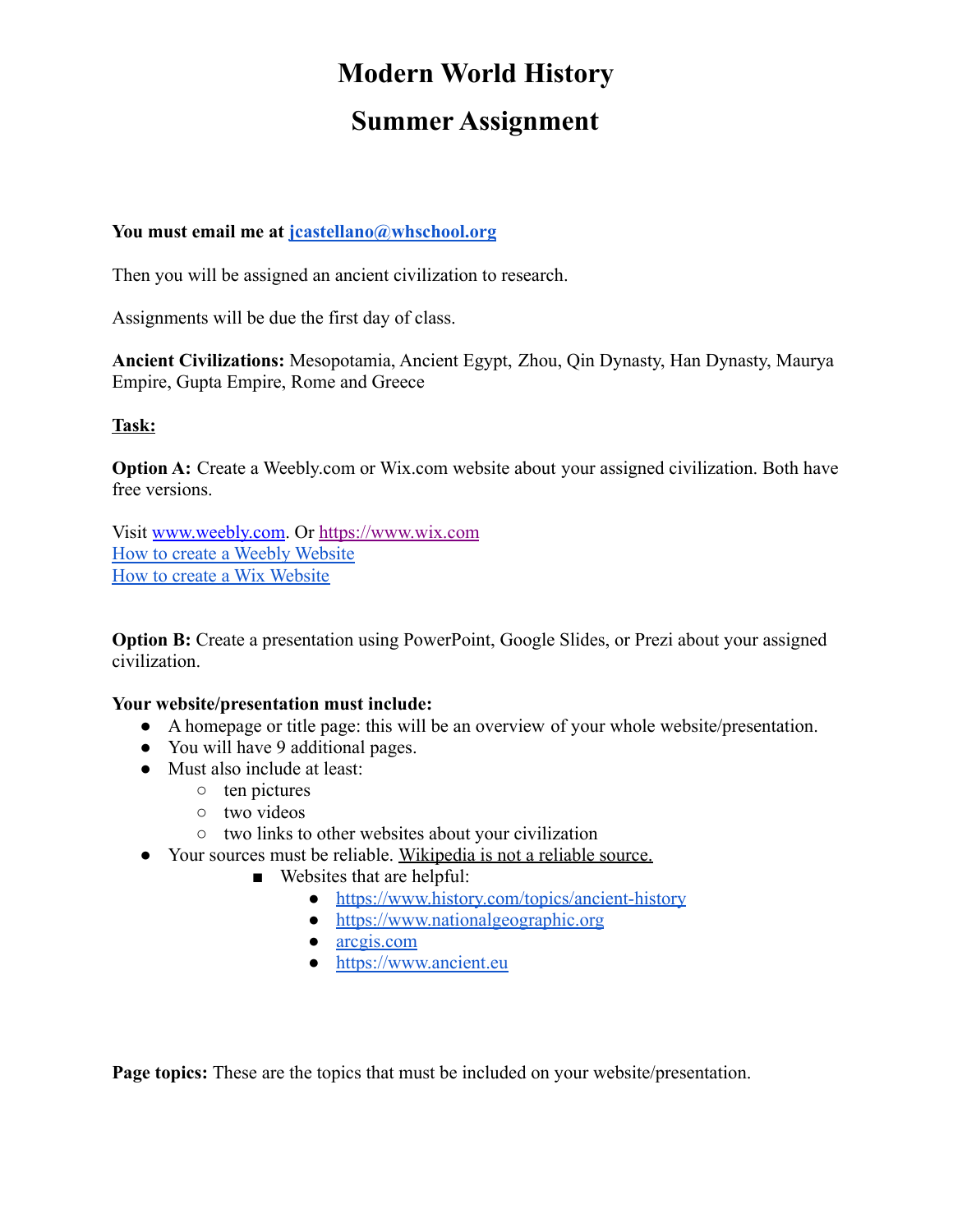# Modern World History

## Summer Assignment

**You must email me at [jcastellano@whschool.org](mailto:jcastellano@whschool.org)**

Then you will be assigned an ancient civilization to research.

Assignments will be due the first day of class.

**Ancient Civilizations:** Mesopotamia, Ancient Egypt, Zhou, Qin Dynasty, Han Dynasty, Maurya Empire, Gupta Empire, Rome and Greece

**Task:**

**Option A:** Create a Weebly.com or Wix.com website about your assigned civilization. Both have free versions.

Visit [www.weebly.com](http://www.weebly.com). Or [https://www.wix.com](https://www.wix.com)
How to create a Weebly Website
How to create a Wix Website

**Option B:** Create a presentation using PowerPoint, Google Slides, or Prezi about your assigned civilization.

**Your website/presentation must include:**

- A homepage or title page: this will be an overview of your whole website/presentation.
- You will have 9 additional pages.
- Must also include at least:
  - ten pictures
  - two videos
  - two links to other websites about your civilization
- Your sources must be reliable. Wikipedia is not a reliable source.
  - Websites that are helpful:
    - [https://www.history.com/topics/ancient-history](https://www.history.com/topics/ancient-history)
    - [https://www.nationalgeographic.org](https://www.nationalgeographic.org)
    - arcgis.com
    - [https://www.ancient.eu](https://www.ancient.eu)

**Page topics:** These are the topics that must be included on your website/presentation.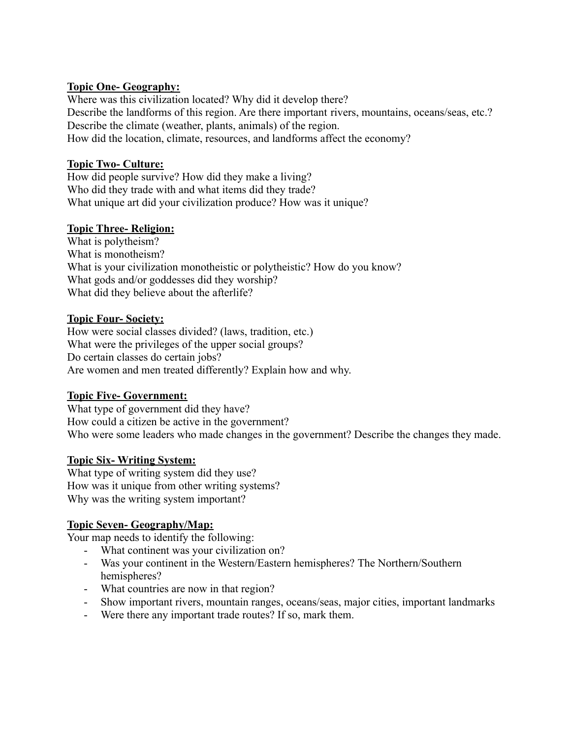**Topic One- Geography:**

Where was this civilization located? Why did it develop there?
Describe the landforms of this region. Are there important rivers, mountains, oceans/seas, etc.?
Describe the climate (weather, plants, animals) of the region.
How did the location, climate, resources, and landforms affect the economy?

**Topic Two- Culture:**

How did people survive? How did they make a living?
Who did they trade with and what items did they trade?
What unique art did your civilization produce? How was it unique?

**Topic Three- Religion:**

What is polytheism?
What is monotheism?
What is your civilization monotheistic or polytheistic? How do you know?
What gods and/or goddesses did they worship?
What did they believe about the afterlife?

**Topic Four- Society:**

How were social classes divided? (laws, tradition, etc.)
What were the privileges of the upper social groups?
Do certain classes do certain jobs?
Are women and men treated differently? Explain how and why.

**Topic Five- Government:**

What type of government did they have?
How could a citizen be active in the government?
Who were some leaders who made changes in the government? Describe the changes they made.

**Topic Six- Writing System:**

What type of writing system did they use?
How was it unique from other writing systems?
Why was the writing system important?

**Topic Seven- Geography/Map:**

Your map needs to identify the following:

- What continent was your civilization on?
- Was your continent in the Western/Eastern hemispheres? The Northern/Southern hemispheres?
- What countries are now in that region?
- Show important rivers, mountain ranges, oceans/seas, major cities, important landmarks
- Were there any important trade routes? If so, mark them.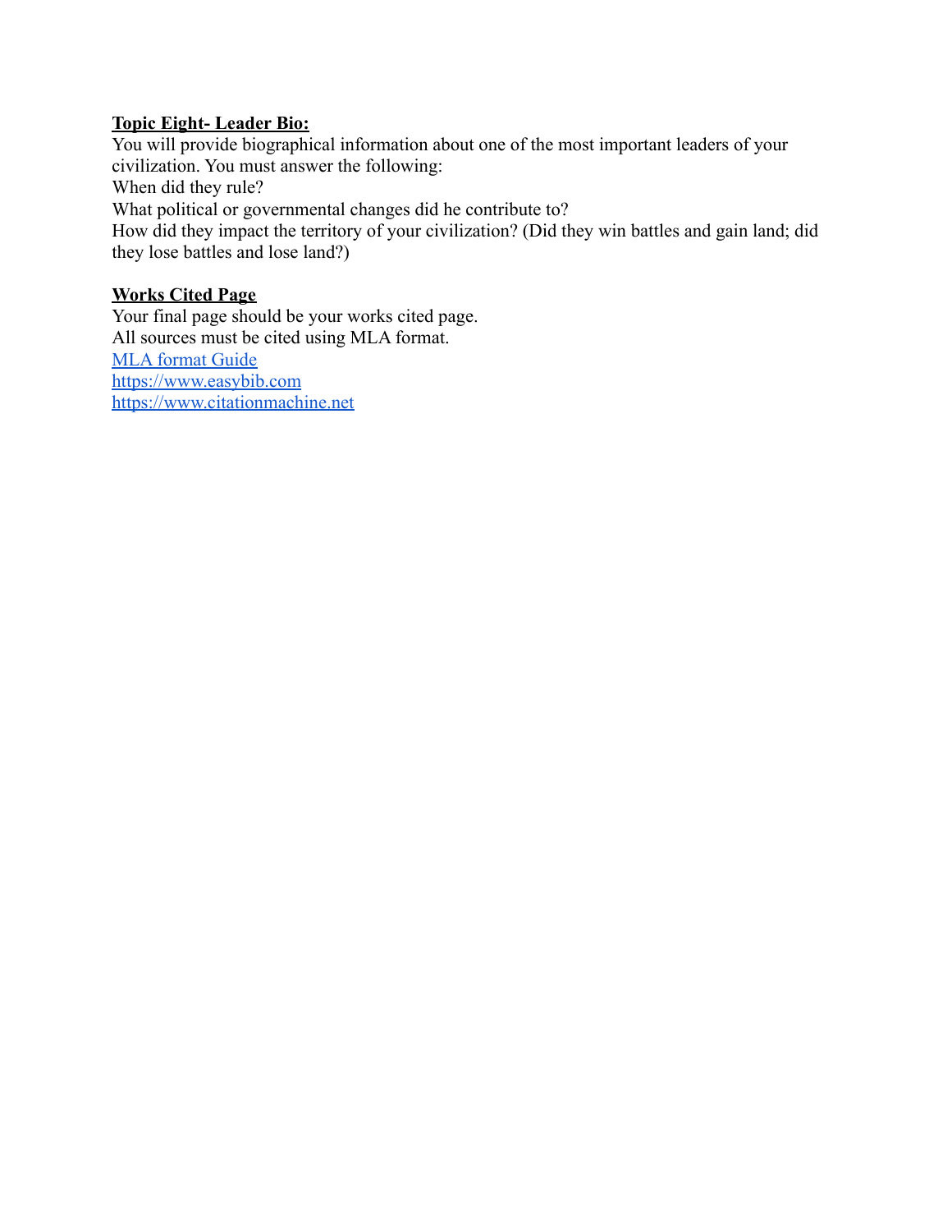**<u>Topic Eight- Leader Bio:</u>**

You will provide biographical information about one of the most important leaders of your civilization. You must answer the following:
When did they rule?
What political or governmental changes did he contribute to?
How did they impact the territory of your civilization? (Did they win battles and gain land; did they lose battles and lose land?)

**<u>Works Cited Page</u>**

Your final page should be your works cited page.
All sources must be cited using MLA format.
MLA format Guide
https://www.easybib.com
https://www.citationmachine.net